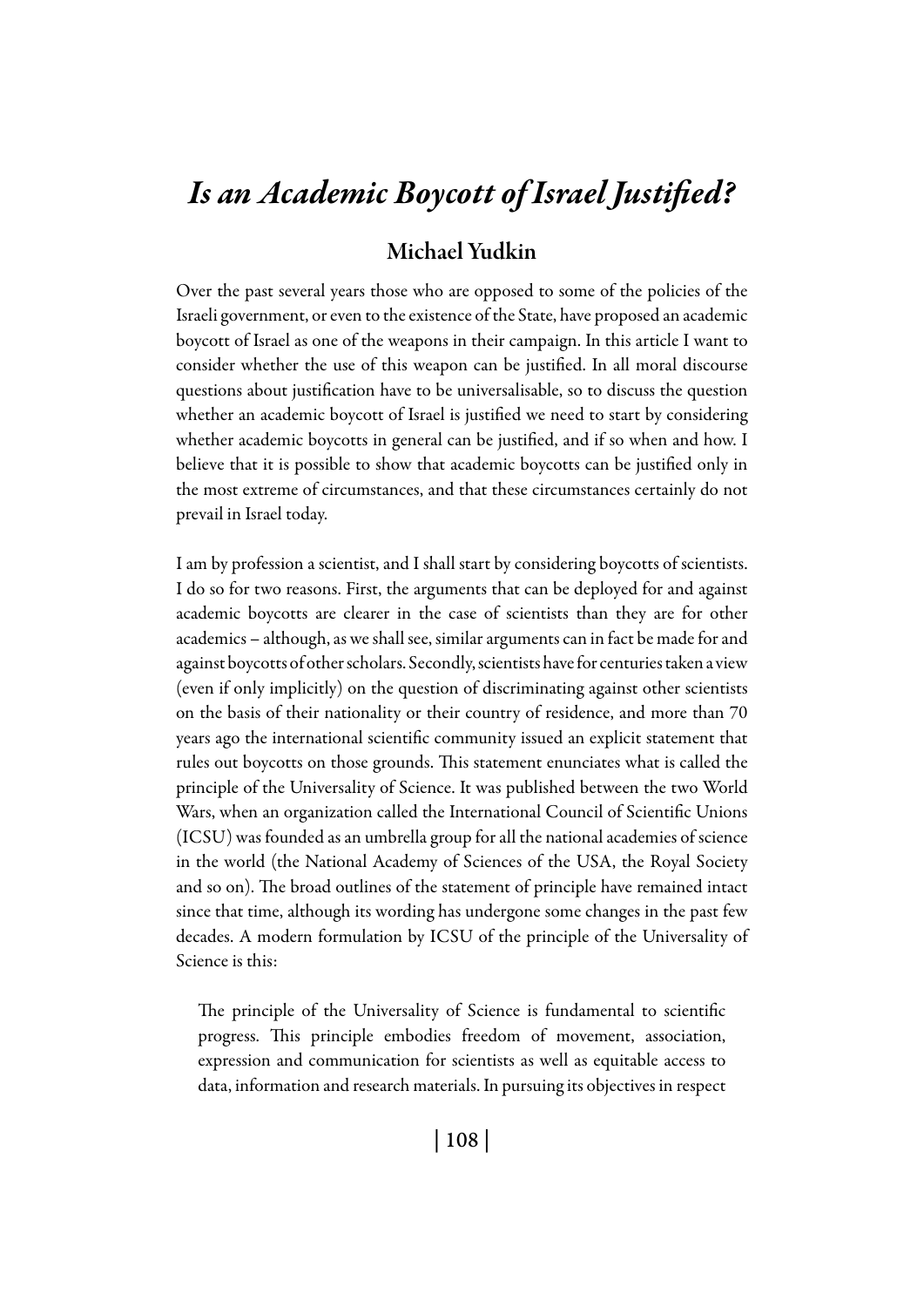# *Is an Academic Boycott of Israel Justified?*

## Michael Yudkin

Over the past several years those who are opposed to some of the policies of the Israeli government, or even to the existence of the State, have proposed an academic boycott of Israel as one of the weapons in their campaign. In this article I want to consider whether the use of this weapon can be justified. In all moral discourse questions about justification have to be universalisable, so to discuss the question whether an academic boycott of Israel is justified we need to start by considering whether academic boycotts in general can be justified, and if so when and how. I believe that it is possible to show that academic boycotts can be justified only in the most extreme of circumstances, and that these circumstances certainly do not prevail in Israel today.

I am by profession a scientist, and I shall start by considering boycotts of scientists. I do so for two reasons. First, the arguments that can be deployed for and against academic boycotts are clearer in the case of scientists than they are for other academics – although, as we shall see, similar arguments can in fact be made for and against boycotts of other scholars. Secondly, scientists have for centuries taken a view (even if only implicitly) on the question of discriminating against other scientists on the basis of their nationality or their country of residence, and more than 70 years ago the international scientific community issued an explicit statement that rules out boycotts on those grounds. This statement enunciates what is called the principle of the Universality of Science. It was published between the two World Wars, when an organization called the International Council of Scientific Unions (ICSU) was founded as an umbrella group for all the national academies of science in the world (the National Academy of Sciences of the USA, the Royal Society and so on). The broad outlines of the statement of principle have remained intact since that time, although its wording has undergone some changes in the past few decades. A modern formulation by ICSU of the principle of the Universality of Science is this:

> The principle of the Universality of Science is fundamental to scientific progress. This principle embodies freedom of movement, association, expression and communication for scientists as well as equitable access to data, information and research materials. In pursuing its objectives in respect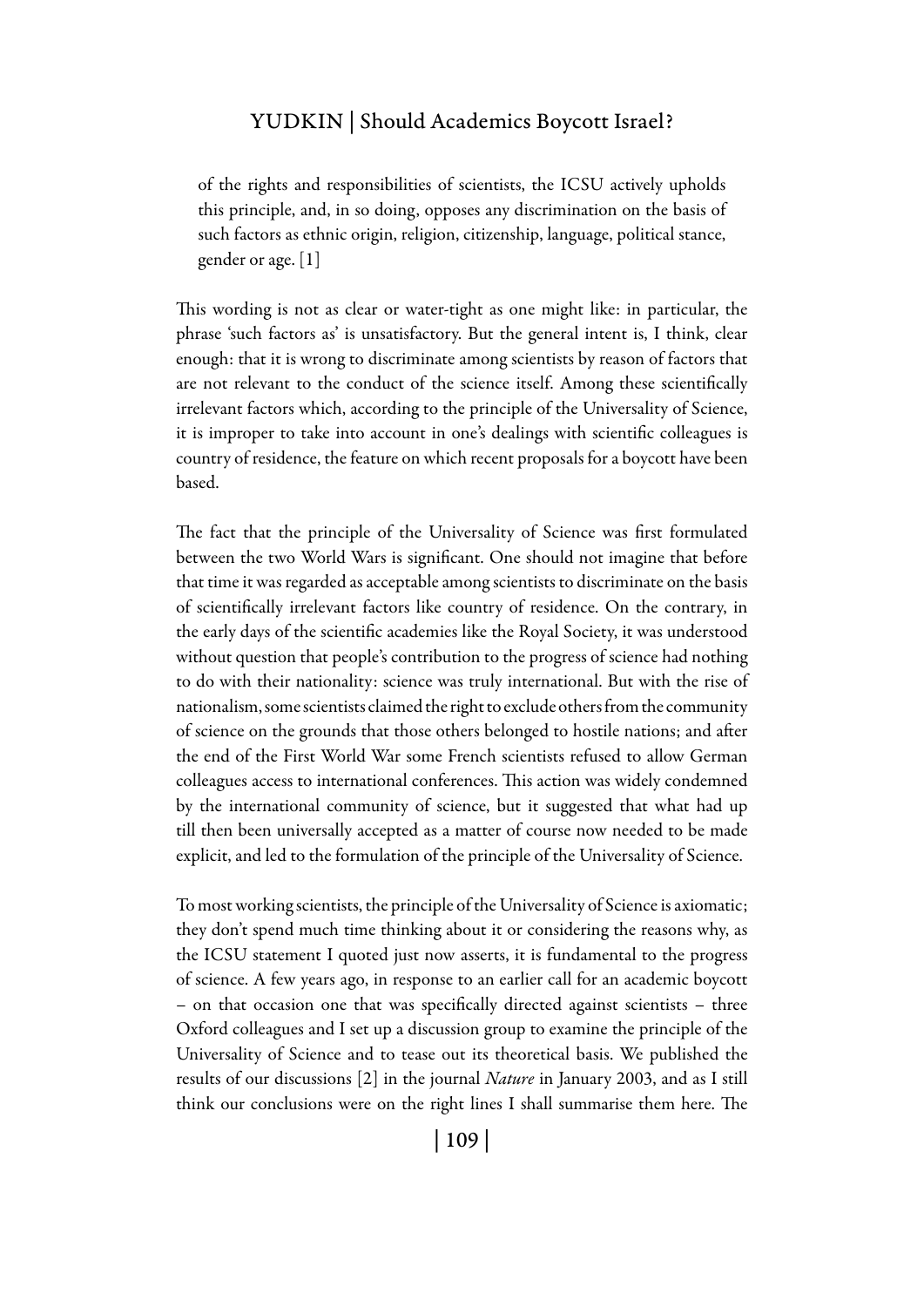of the rights and responsibilities of scientists, the ICSU actively upholds this principle, and, in so doing, opposes any discrimination on the basis of such factors as ethnic origin, religion, citizenship, language, political stance, gender or age. [1]

This wording is not as clear or water-tight as one might like: in particular, the phrase 'such factors as' is unsatisfactory. But the general intent is, I think, clear enough: that it is wrong to discriminate among scientists by reason of factors that are not relevant to the conduct of the science itself. Among these scientifically irrelevant factors which, according to the principle of the Universality of Science, it is improper to take into account in one's dealings with scientific colleagues is country of residence, the feature on which recent proposals for a boycott have been based.

The fact that the principle of the Universality of Science was first formulated between the two World Wars is significant. One should not imagine that before that time it was regarded as acceptable among scientists to discriminate on the basis of scientifically irrelevant factors like country of residence. On the contrary, in the early days of the scientific academies like the Royal Society, it was understood without question that people's contribution to the progress of science had nothing to do with their nationality: science was truly international. But with the rise of nationalism, some scientists claimed the right to exclude others from the community of science on the grounds that those others belonged to hostile nations; and after the end of the First World War some French scientists refused to allow German colleagues access to international conferences. This action was widely condemned by the international community of science, but it suggested that what had up till then been universally accepted as a matter of course now needed to be made explicit, and led to the formulation of the principle of the Universality of Science.

To most working scientists, the principle of the Universality of Science is axiomatic; they don't spend much time thinking about it or considering the reasons why, as the ICSU statement I quoted just now asserts, it is fundamental to the progress of science. A few years ago, in response to an earlier call for an academic boycott – on that occasion one that was specifically directed against scientists – three Oxford colleagues and I set up a discussion group to examine the principle of the Universality of Science and to tease out its theoretical basis. We published the results of our discussions [2] in the journal *Nature* in January 2003, and as I still think our conclusions were on the right lines I shall summarise them here. The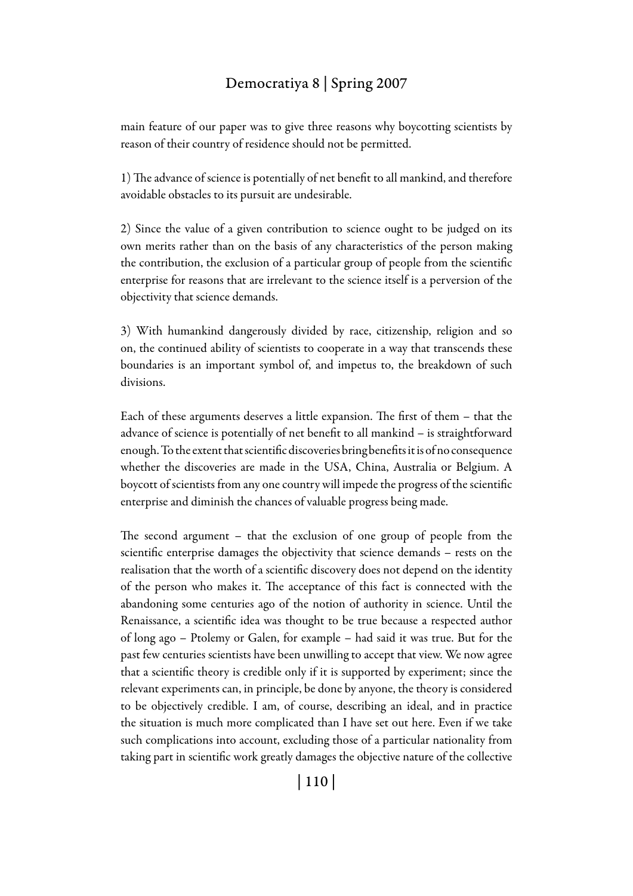main feature of our paper was to give three reasons why boycotting scientists by reason of their country of residence should not be permitted.

1) The advance of science is potentially of net benefit to all mankind, and therefore avoidable obstacles to its pursuit are undesirable.

2) Since the value of a given contribution to science ought to be judged on its own merits rather than on the basis of any characteristics of the person making the contribution, the exclusion of a particular group of people from the scientific enterprise for reasons that are irrelevant to the science itself is a perversion of the objectivity that science demands.

3) With humankind dangerously divided by race, citizenship, religion and so on, the continued ability of scientists to cooperate in a way that transcends these boundaries is an important symbol of, and impetus to, the breakdown of such divisions.

Each of these arguments deserves a little expansion. The first of them – that the advance of science is potentially of net benefit to all mankind – is straightforward enough. To the extent that scientific discoveries bring benefits it is of no consequence whether the discoveries are made in the USA, China, Australia or Belgium. A boycott of scientists from any one country will impede the progress of the scientific enterprise and diminish the chances of valuable progress being made.

The second argument – that the exclusion of one group of people from the scientific enterprise damages the objectivity that science demands – rests on the realisation that the worth of a scientific discovery does not depend on the identity of the person who makes it. The acceptance of this fact is connected with the abandoning some centuries ago of the notion of authority in science. Until the Renaissance, a scientific idea was thought to be true because a respected author of long ago – Ptolemy or Galen, for example – had said it was true. But for the past few centuries scientists have been unwilling to accept that view. We now agree that a scientific theory is credible only if it is supported by experiment; since the relevant experiments can, in principle, be done by anyone, the theory is considered to be objectively credible. I am, of course, describing an ideal, and in practice the situation is much more complicated than I have set out here. Even if we take such complications into account, excluding those of a particular nationality from taking part in scientific work greatly damages the objective nature of the collective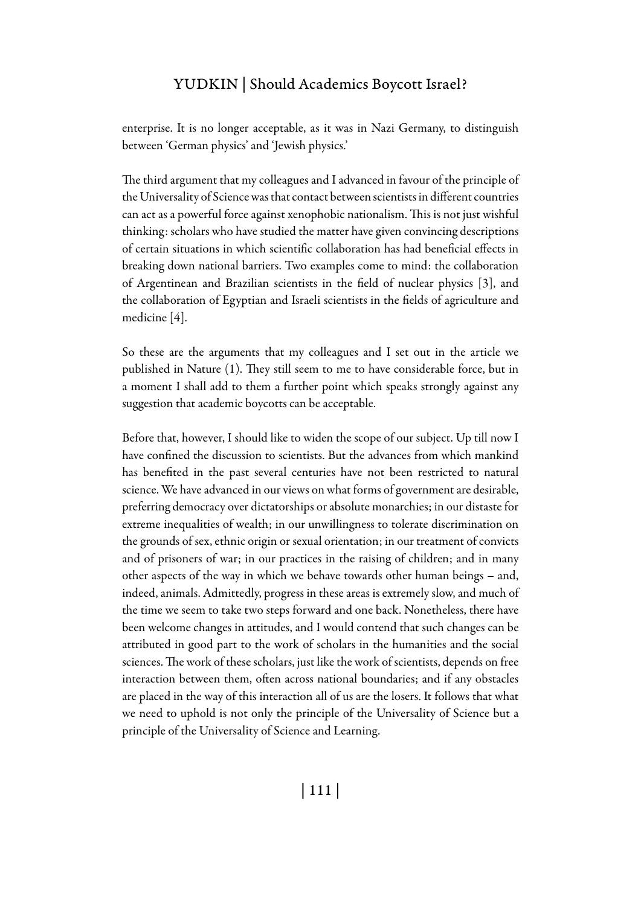enterprise. It is no longer acceptable, as it was in Nazi Germany, to distinguish between 'German physics' and 'Jewish physics.'

The third argument that my colleagues and I advanced in favour of the principle of the Universality of Science was that contact between scientists in different countries can act as a powerful force against xenophobic nationalism. This is not just wishful thinking: scholars who have studied the matter have given convincing descriptions of certain situations in which scientific collaboration has had beneficial effects in breaking down national barriers. Two examples come to mind: the collaboration of Argentinean and Brazilian scientists in the field of nuclear physics [3], and the collaboration of Egyptian and Israeli scientists in the fields of agriculture and medicine [4].

So these are the arguments that my colleagues and I set out in the article we published in Nature (1). They still seem to me to have considerable force, but in a moment I shall add to them a further point which speaks strongly against any suggestion that academic boycotts can be acceptable.

Before that, however, I should like to widen the scope of our subject. Up till now I have confined the discussion to scientists. But the advances from which mankind has benefited in the past several centuries have not been restricted to natural science. We have advanced in our views on what forms of government are desirable, preferring democracy over dictatorships or absolute monarchies; in our distaste for extreme inequalities of wealth; in our unwillingness to tolerate discrimination on the grounds of sex, ethnic origin or sexual orientation; in our treatment of convicts and of prisoners of war; in our practices in the raising of children; and in many other aspects of the way in which we behave towards other human beings – and, indeed, animals. Admittedly, progress in these areas is extremely slow, and much of the time we seem to take two steps forward and one back. Nonetheless, there have been welcome changes in attitudes, and I would contend that such changes can be attributed in good part to the work of scholars in the humanities and the social sciences. The work of these scholars, just like the work of scientists, depends on free interaction between them, often across national boundaries; and if any obstacles are placed in the way of this interaction all of us are the losers. It follows that what we need to uphold is not only the principle of the Universality of Science but a principle of the Universality of Science and Learning.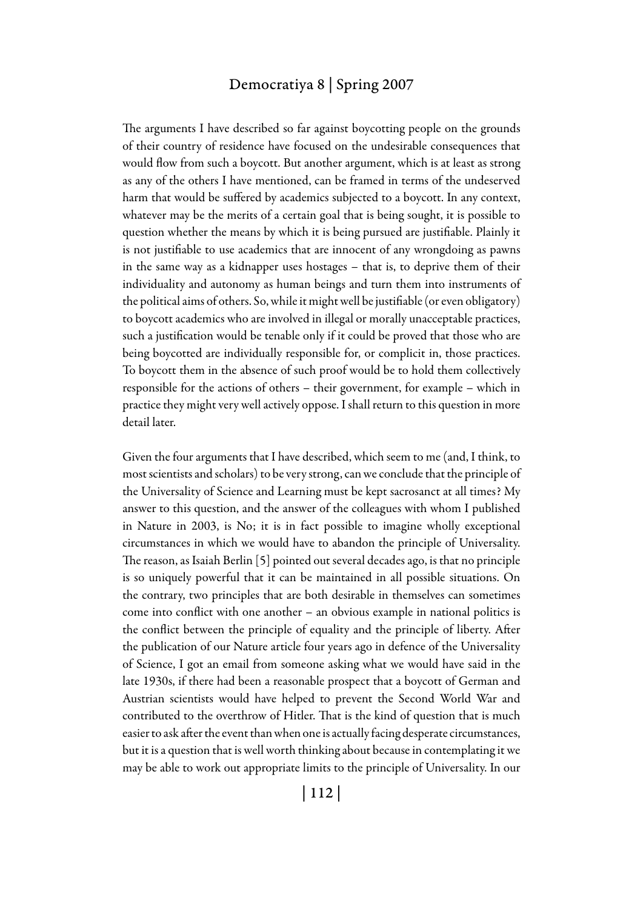The arguments I have described so far against boycotting people on the grounds of their country of residence have focused on the undesirable consequences that would flow from such a boycott. But another argument, which is at least as strong as any of the others I have mentioned, can be framed in terms of the undeserved harm that would be suffered by academics subjected to a boycott. In any context, whatever may be the merits of a certain goal that is being sought, it is possible to question whether the means by which it is being pursued are justifiable. Plainly it is not justifiable to use academics that are innocent of any wrongdoing as pawns in the same way as a kidnapper uses hostages – that is, to deprive them of their individuality and autonomy as human beings and turn them into instruments of the political aims of others. So, while it might well be justifiable (or even obligatory) to boycott academics who are involved in illegal or morally unacceptable practices, such a justification would be tenable only if it could be proved that those who are being boycotted are individually responsible for, or complicit in, those practices. To boycott them in the absence of such proof would be to hold them collectively responsible for the actions of others – their government, for example – which in practice they might very well actively oppose. I shall return to this question in more detail later.

Given the four arguments that I have described, which seem to me (and, I think, to most scientists and scholars) to be very strong, can we conclude that the principle of the Universality of Science and Learning must be kept sacrosanct at all times? My answer to this question, and the answer of the colleagues with whom I published in Nature in 2003, is No; it is in fact possible to imagine wholly exceptional circumstances in which we would have to abandon the principle of Universality. The reason, as Isaiah Berlin [5] pointed out several decades ago, is that no principle is so uniquely powerful that it can be maintained in all possible situations. On the contrary, two principles that are both desirable in themselves can sometimes come into conflict with one another – an obvious example in national politics is the conflict between the principle of equality and the principle of liberty. After the publication of our Nature article four years ago in defence of the Universality of Science, I got an email from someone asking what we would have said in the late 1930s, if there had been a reasonable prospect that a boycott of German and Austrian scientists would have helped to prevent the Second World War and contributed to the overthrow of Hitler. That is the kind of question that is much easier to ask after the event than when one is actually facing desperate circumstances, but it is a question that is well worth thinking about because in contemplating it we may be able to work out appropriate limits to the principle of Universality. In our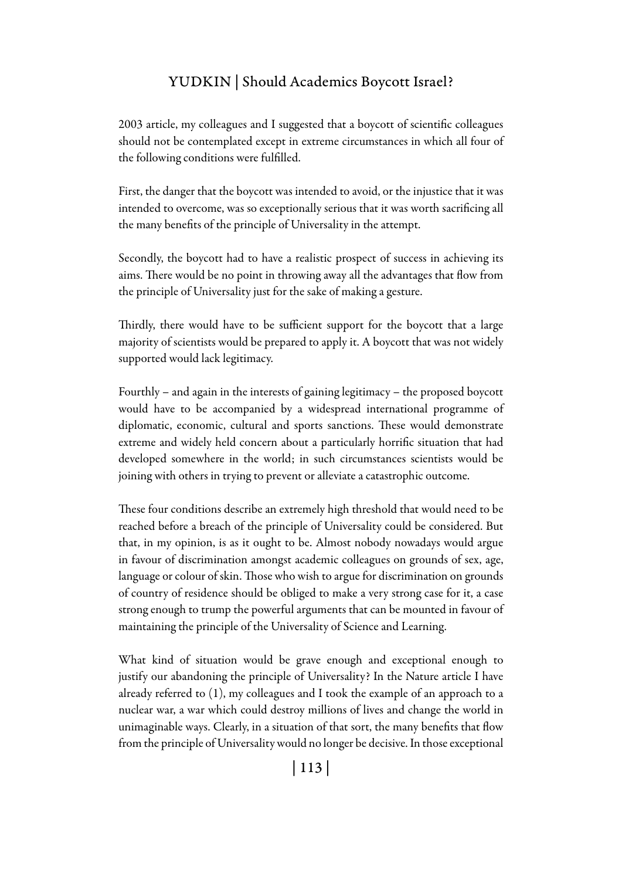2003 article, my colleagues and I suggested that a boycott of scientific colleagues should not be contemplated except in extreme circumstances in which all four of the following conditions were fulfilled.

First, the danger that the boycott was intended to avoid, or the injustice that it was intended to overcome, was so exceptionally serious that it was worth sacrificing all the many benefits of the principle of Universality in the attempt.

Secondly, the boycott had to have a realistic prospect of success in achieving its aims. There would be no point in throwing away all the advantages that flow from the principle of Universality just for the sake of making a gesture.

Thirdly, there would have to be sufficient support for the boycott that a large majority of scientists would be prepared to apply it. A boycott that was not widely supported would lack legitimacy.

Fourthly – and again in the interests of gaining legitimacy – the proposed boycott would have to be accompanied by a widespread international programme of diplomatic, economic, cultural and sports sanctions. These would demonstrate extreme and widely held concern about a particularly horrific situation that had developed somewhere in the world; in such circumstances scientists would be joining with others in trying to prevent or alleviate a catastrophic outcome.

These four conditions describe an extremely high threshold that would need to be reached before a breach of the principle of Universality could be considered. But that, in my opinion, is as it ought to be. Almost nobody nowadays would argue in favour of discrimination amongst academic colleagues on grounds of sex, age, language or colour of skin. Those who wish to argue for discrimination on grounds of country of residence should be obliged to make a very strong case for it, a case strong enough to trump the powerful arguments that can be mounted in favour of maintaining the principle of the Universality of Science and Learning.

What kind of situation would be grave enough and exceptional enough to justify our abandoning the principle of Universality? In the Nature article I have already referred to (1), my colleagues and I took the example of an approach to a nuclear war, a war which could destroy millions of lives and change the world in unimaginable ways. Clearly, in a situation of that sort, the many benefits that flow from the principle of Universality would no longer be decisive. In those exceptional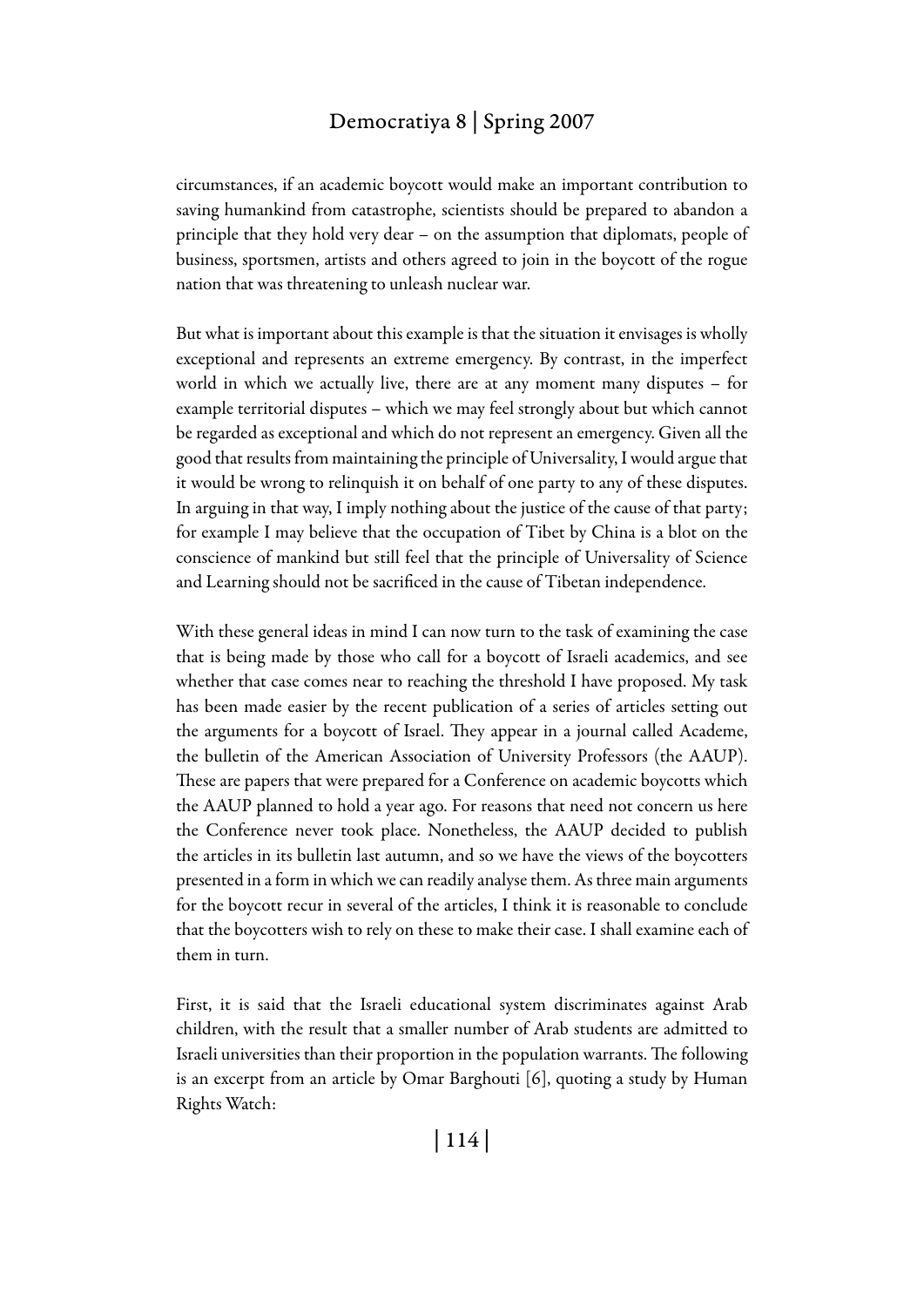circumstances, if an academic boycott would make an important contribution to saving humankind from catastrophe, scientists should be prepared to abandon a principle that they hold very dear – on the assumption that diplomats, people of business, sportsmen, artists and others agreed to join in the boycott of the rogue nation that was threatening to unleash nuclear war.

But what is important about this example is that the situation it envisages is wholly exceptional and represents an extreme emergency. By contrast, in the imperfect world in which we actually live, there are at any moment many disputes – for example territorial disputes – which we may feel strongly about but which cannot be regarded as exceptional and which do not represent an emergency. Given all the good that results from maintaining the principle of Universality, I would argue that it would be wrong to relinquish it on behalf of one party to any of these disputes. In arguing in that way, I imply nothing about the justice of the cause of that party; for example I may believe that the occupation of Tibet by China is a blot on the conscience of mankind but still feel that the principle of Universality of Science and Learning should not be sacrificed in the cause of Tibetan independence.

With these general ideas in mind I can now turn to the task of examining the case that is being made by those who call for a boycott of Israeli academics, and see whether that case comes near to reaching the threshold I have proposed. My task has been made easier by the recent publication of a series of articles setting out the arguments for a boycott of Israel. They appear in a journal called Academe, the bulletin of the American Association of University Professors (the AAUP). These are papers that were prepared for a Conference on academic boycotts which the AAUP planned to hold a year ago. For reasons that need not concern us here the Conference never took place. Nonetheless, the AAUP decided to publish the articles in its bulletin last autumn, and so we have the views of the boycotters presented in a form in which we can readily analyse them. As three main arguments for the boycott recur in several of the articles, I think it is reasonable to conclude that the boycotters wish to rely on these to make their case. I shall examine each of them in turn.

First, it is said that the Israeli educational system discriminates against Arab children, with the result that a smaller number of Arab students are admitted to Israeli universities than their proportion in the population warrants. The following is an excerpt from an article by Omar Barghouti [6], quoting a study by Human Rights Watch: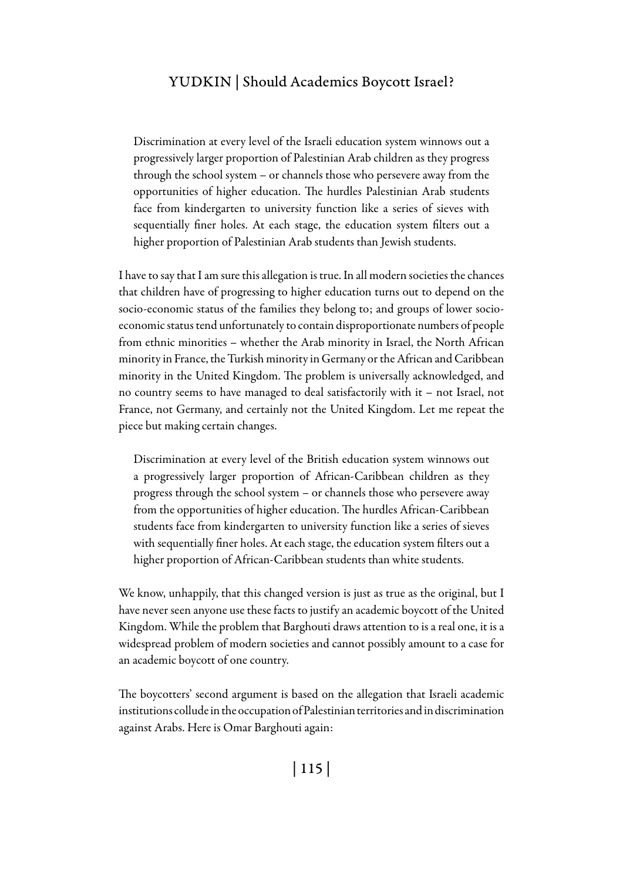> Discrimination at every level of the Israeli education system winnows out a progressively larger proportion of Palestinian Arab children as they progress through the school system – or channels those who persevere away from the opportunities of higher education. The hurdles Palestinian Arab students face from kindergarten to university function like a series of sieves with sequentially finer holes. At each stage, the education system filters out a higher proportion of Palestinian Arab students than Jewish students.

I have to say that I am sure this allegation is true. In all modern societies the chances that children have of progressing to higher education turns out to depend on the socio-economic status of the families they belong to; and groups of lower socio-economic status tend unfortunately to contain disproportionate numbers of people from ethnic minorities – whether the Arab minority in Israel, the North African minority in France, the Turkish minority in Germany or the African and Caribbean minority in the United Kingdom. The problem is universally acknowledged, and no country seems to have managed to deal satisfactorily with it – not Israel, not France, not Germany, and certainly not the United Kingdom. Let me repeat the piece but making certain changes.

> Discrimination at every level of the British education system winnows out a progressively larger proportion of African-Caribbean children as they progress through the school system – or channels those who persevere away from the opportunities of higher education. The hurdles African-Caribbean students face from kindergarten to university function like a series of sieves with sequentially finer holes. At each stage, the education system filters out a higher proportion of African-Caribbean students than white students.

We know, unhappily, that this changed version is just as true as the original, but I have never seen anyone use these facts to justify an academic boycott of the United Kingdom. While the problem that Barghouti draws attention to is a real one, it is a widespread problem of modern societies and cannot possibly amount to a case for an academic boycott of one country.

The boycotters' second argument is based on the allegation that Israeli academic institutions collude in the occupation of Palestinian territories and in discrimination against Arabs. Here is Omar Barghouti again: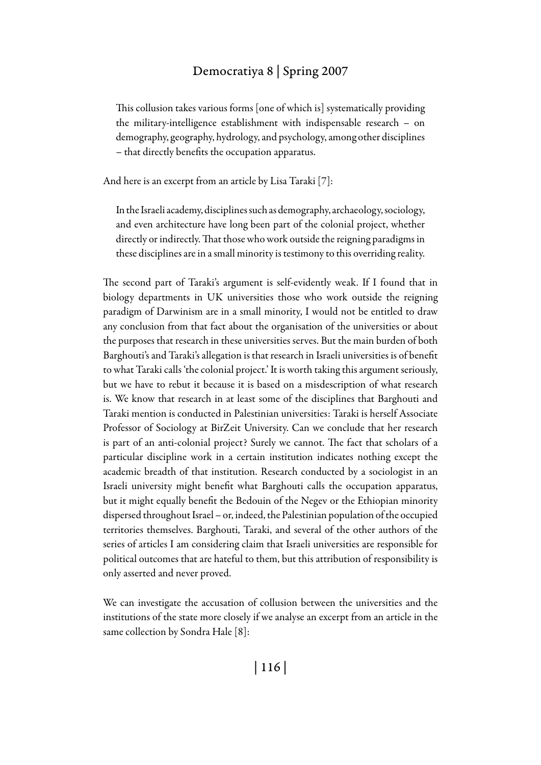> This collusion takes various forms [one of which is] systematically providing the military-intelligence establishment with indispensable research – on demography, geography, hydrology, and psychology, among other disciplines – that directly benefits the occupation apparatus.

And here is an excerpt from an article by Lisa Taraki [7]:

> In the Israeli academy, disciplines such as demography, archaeology, sociology, and even architecture have long been part of the colonial project, whether directly or indirectly. That those who work outside the reigning paradigms in these disciplines are in a small minority is testimony to this overriding reality.

The second part of Taraki's argument is self-evidently weak. If I found that in biology departments in UK universities those who work outside the reigning paradigm of Darwinism are in a small minority, I would not be entitled to draw any conclusion from that fact about the organisation of the universities or about the purposes that research in these universities serves. But the main burden of both Barghouti's and Taraki's allegation is that research in Israeli universities is of benefit to what Taraki calls 'the colonial project.' It is worth taking this argument seriously, but we have to rebut it because it is based on a misdescription of what research is. We know that research in at least some of the disciplines that Barghouti and Taraki mention is conducted in Palestinian universities: Taraki is herself Associate Professor of Sociology at BirZeit University. Can we conclude that her research is part of an anti-colonial project? Surely we cannot. The fact that scholars of a particular discipline work in a certain institution indicates nothing except the academic breadth of that institution. Research conducted by a sociologist in an Israeli university might benefit what Barghouti calls the occupation apparatus, but it might equally benefit the Bedouin of the Negev or the Ethiopian minority dispersed throughout Israel – or, indeed, the Palestinian population of the occupied territories themselves. Barghouti, Taraki, and several of the other authors of the series of articles I am considering claim that Israeli universities are responsible for political outcomes that are hateful to them, but this attribution of responsibility is only asserted and never proved.

We can investigate the accusation of collusion between the universities and the institutions of the state more closely if we analyse an excerpt from an article in the same collection by Sondra Hale [8]: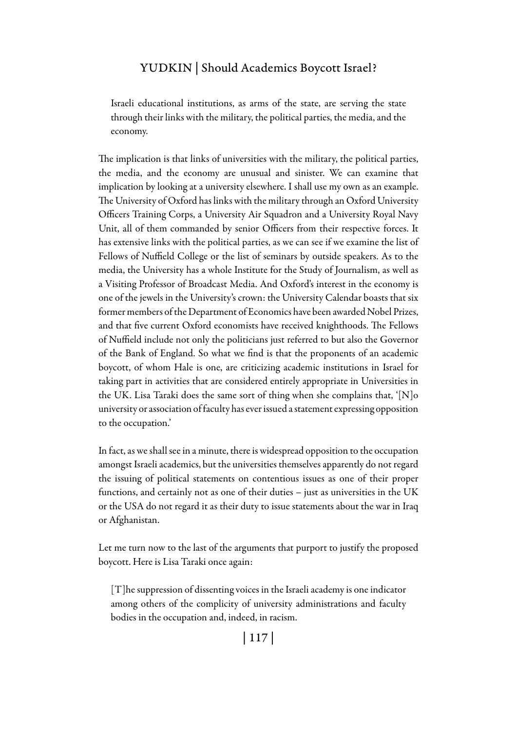> Israeli educational institutions, as arms of the state, are serving the state through their links with the military, the political parties, the media, and the economy.

The implication is that links of universities with the military, the political parties, the media, and the economy are unusual and sinister. We can examine that implication by looking at a university elsewhere. I shall use my own as an example. The University of Oxford has links with the military through an Oxford University Officers Training Corps, a University Air Squadron and a University Royal Navy Unit, all of them commanded by senior Officers from their respective forces. It has extensive links with the political parties, as we can see if we examine the list of Fellows of Nuffield College or the list of seminars by outside speakers. As to the media, the University has a whole Institute for the Study of Journalism, as well as a Visiting Professor of Broadcast Media. And Oxford's interest in the economy is one of the jewels in the University's crown: the University Calendar boasts that six former members of the Department of Economics have been awarded Nobel Prizes, and that five current Oxford economists have received knighthoods. The Fellows of Nuffield include not only the politicians just referred to but also the Governor of the Bank of England. So what we find is that the proponents of an academic boycott, of whom Hale is one, are criticizing academic institutions in Israel for taking part in activities that are considered entirely appropriate in Universities in the UK. Lisa Taraki does the same sort of thing when she complains that, '[N]o university or association of faculty has ever issued a statement expressing opposition to the occupation.'

In fact, as we shall see in a minute, there is widespread opposition to the occupation amongst Israeli academics, but the universities themselves apparently do not regard the issuing of political statements on contentious issues as one of their proper functions, and certainly not as one of their duties – just as universities in the UK or the USA do not regard it as their duty to issue statements about the war in Iraq or Afghanistan.

Let me turn now to the last of the arguments that purport to justify the proposed boycott. Here is Lisa Taraki once again:

> [T]he suppression of dissenting voices in the Israeli academy is one indicator among others of the complicity of university administrations and faculty bodies in the occupation and, indeed, in racism.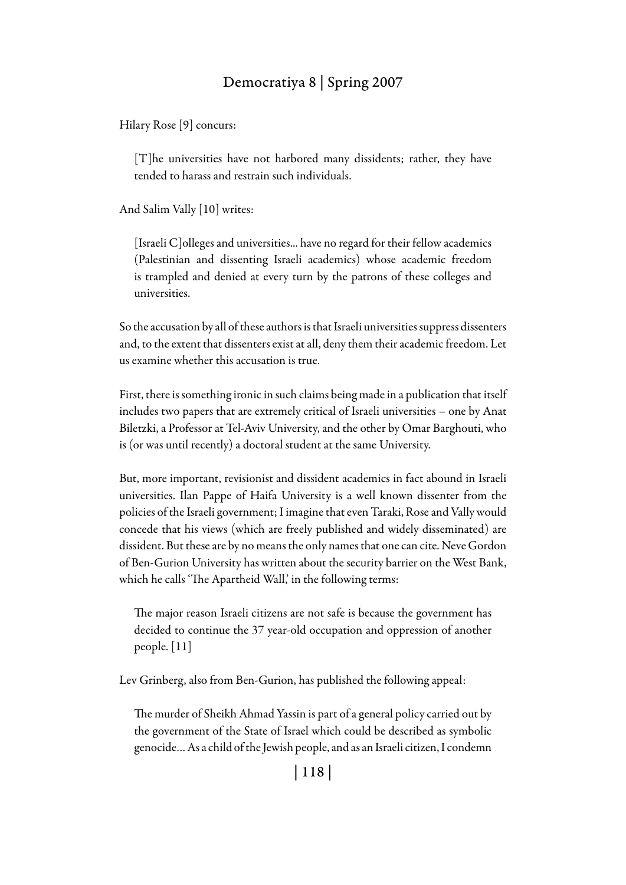Hilary Rose [9] concurs:

> [T]he universities have not harbored many dissidents; rather, they have tended to harass and restrain such individuals.

And Salim Vally [10] writes:

> [Israeli C]olleges and universities... have no regard for their fellow academics (Palestinian and dissenting Israeli academics) whose academic freedom is trampled and denied at every turn by the patrons of these colleges and universities.

So the accusation by all of these authors is that Israeli universities suppress dissenters and, to the extent that dissenters exist at all, deny them their academic freedom. Let us examine whether this accusation is true.

First, there is something ironic in such claims being made in a publication that itself includes two papers that are extremely critical of Israeli universities – one by Anat Biletzki, a Professor at Tel-Aviv University, and the other by Omar Barghouti, who is (or was until recently) a doctoral student at the same University.

But, more important, revisionist and dissident academics in fact abound in Israeli universities. Ilan Pappe of Haifa University is a well known dissenter from the policies of the Israeli government; I imagine that even Taraki, Rose and Vally would concede that his views (which are freely published and widely disseminated) are dissident. But these are by no means the only names that one can cite. Neve Gordon of Ben-Gurion University has written about the security barrier on the West Bank, which he calls 'The Apartheid Wall,' in the following terms:

> The major reason Israeli citizens are not safe is because the government has decided to continue the 37 year-old occupation and oppression of another people. [11]

Lev Grinberg, also from Ben-Gurion, has published the following appeal:

> The murder of Sheikh Ahmad Yassin is part of a general policy carried out by the government of the State of Israel which could be described as symbolic genocide... As a child of the Jewish people, and as an Israeli citizen, I condemn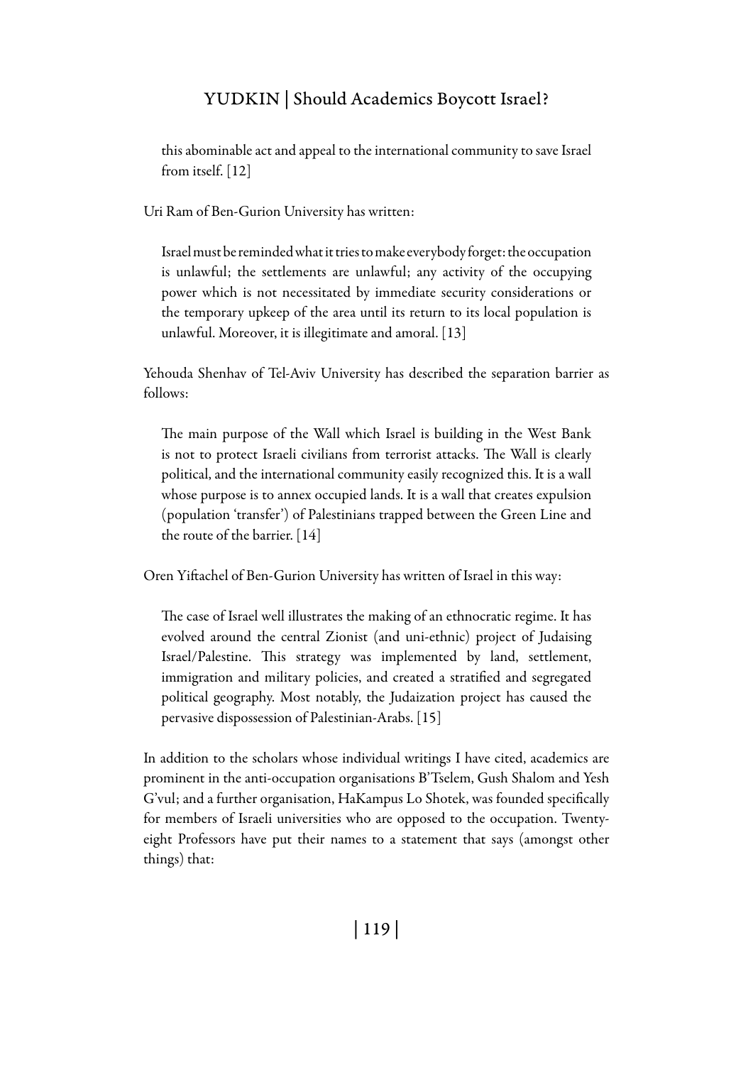> this abominable act and appeal to the international community to save Israel from itself. [12]

Uri Ram of Ben-Gurion University has written:

> Israel must be reminded what it tries to make everybody forget: the occupation is unlawful; the settlements are unlawful; any activity of the occupying power which is not necessitated by immediate security considerations or the temporary upkeep of the area until its return to its local population is unlawful. Moreover, it is illegitimate and amoral. [13]

Yehouda Shenhav of Tel-Aviv University has described the separation barrier as follows:

> The main purpose of the Wall which Israel is building in the West Bank is not to protect Israeli civilians from terrorist attacks. The Wall is clearly political, and the international community easily recognized this. It is a wall whose purpose is to annex occupied lands. It is a wall that creates expulsion (population 'transfer') of Palestinians trapped between the Green Line and the route of the barrier. [14]

Oren Yiftachel of Ben-Gurion University has written of Israel in this way:

> The case of Israel well illustrates the making of an ethnocratic regime. It has evolved around the central Zionist (and uni-ethnic) project of Judaising Israel/Palestine. This strategy was implemented by land, settlement, immigration and military policies, and created a stratified and segregated political geography. Most notably, the Judaization project has caused the pervasive dispossession of Palestinian-Arabs. [15]

In addition to the scholars whose individual writings I have cited, academics are prominent in the anti-occupation organisations B'Tselem, Gush Shalom and Yesh G'vul; and a further organisation, HaKampus Lo Shotek, was founded specifically for members of Israeli universities who are opposed to the occupation. Twenty-eight Professors have put their names to a statement that says (amongst other things) that: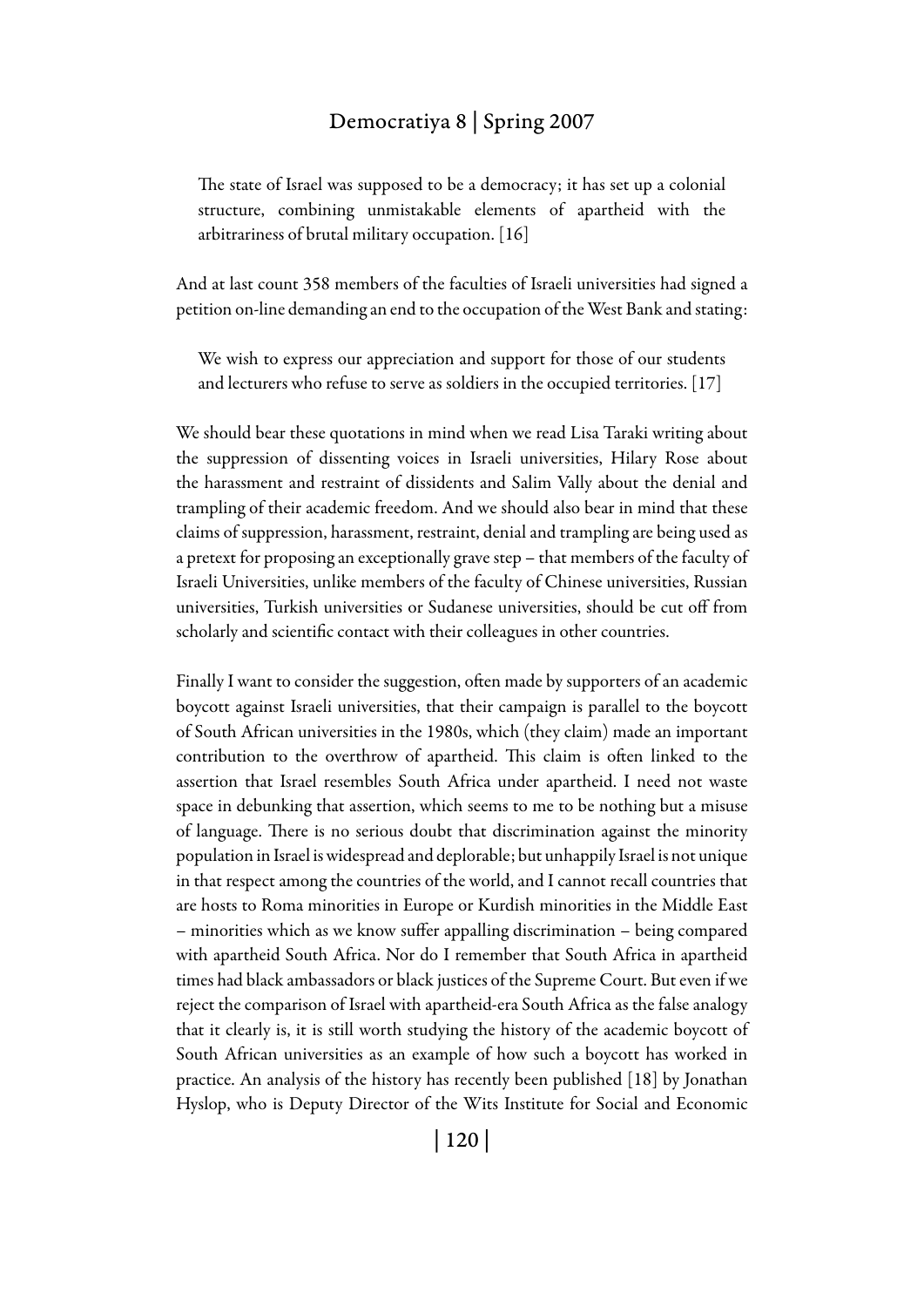> The state of Israel was supposed to be a democracy; it has set up a colonial structure, combining unmistakable elements of apartheid with the arbitrariness of brutal military occupation. [16]

And at last count 358 members of the faculties of Israeli universities had signed a petition on-line demanding an end to the occupation of the West Bank and stating:

> We wish to express our appreciation and support for those of our students and lecturers who refuse to serve as soldiers in the occupied territories. [17]

We should bear these quotations in mind when we read Lisa Taraki writing about the suppression of dissenting voices in Israeli universities, Hilary Rose about the harassment and restraint of dissidents and Salim Vally about the denial and trampling of their academic freedom. And we should also bear in mind that these claims of suppression, harassment, restraint, denial and trampling are being used as a pretext for proposing an exceptionally grave step – that members of the faculty of Israeli Universities, unlike members of the faculty of Chinese universities, Russian universities, Turkish universities or Sudanese universities, should be cut off from scholarly and scientific contact with their colleagues in other countries.

Finally I want to consider the suggestion, often made by supporters of an academic boycott against Israeli universities, that their campaign is parallel to the boycott of South African universities in the 1980s, which (they claim) made an important contribution to the overthrow of apartheid. This claim is often linked to the assertion that Israel resembles South Africa under apartheid. I need not waste space in debunking that assertion, which seems to me to be nothing but a misuse of language. There is no serious doubt that discrimination against the minority population in Israel is widespread and deplorable; but unhappily Israel is not unique in that respect among the countries of the world, and I cannot recall countries that are hosts to Roma minorities in Europe or Kurdish minorities in the Middle East – minorities which as we know suffer appalling discrimination – being compared with apartheid South Africa. Nor do I remember that South Africa in apartheid times had black ambassadors or black justices of the Supreme Court. But even if we reject the comparison of Israel with apartheid-era South Africa as the false analogy that it clearly is, it is still worth studying the history of the academic boycott of South African universities as an example of how such a boycott has worked in practice. An analysis of the history has recently been published [18] by Jonathan Hyslop, who is Deputy Director of the Wits Institute for Social and Economic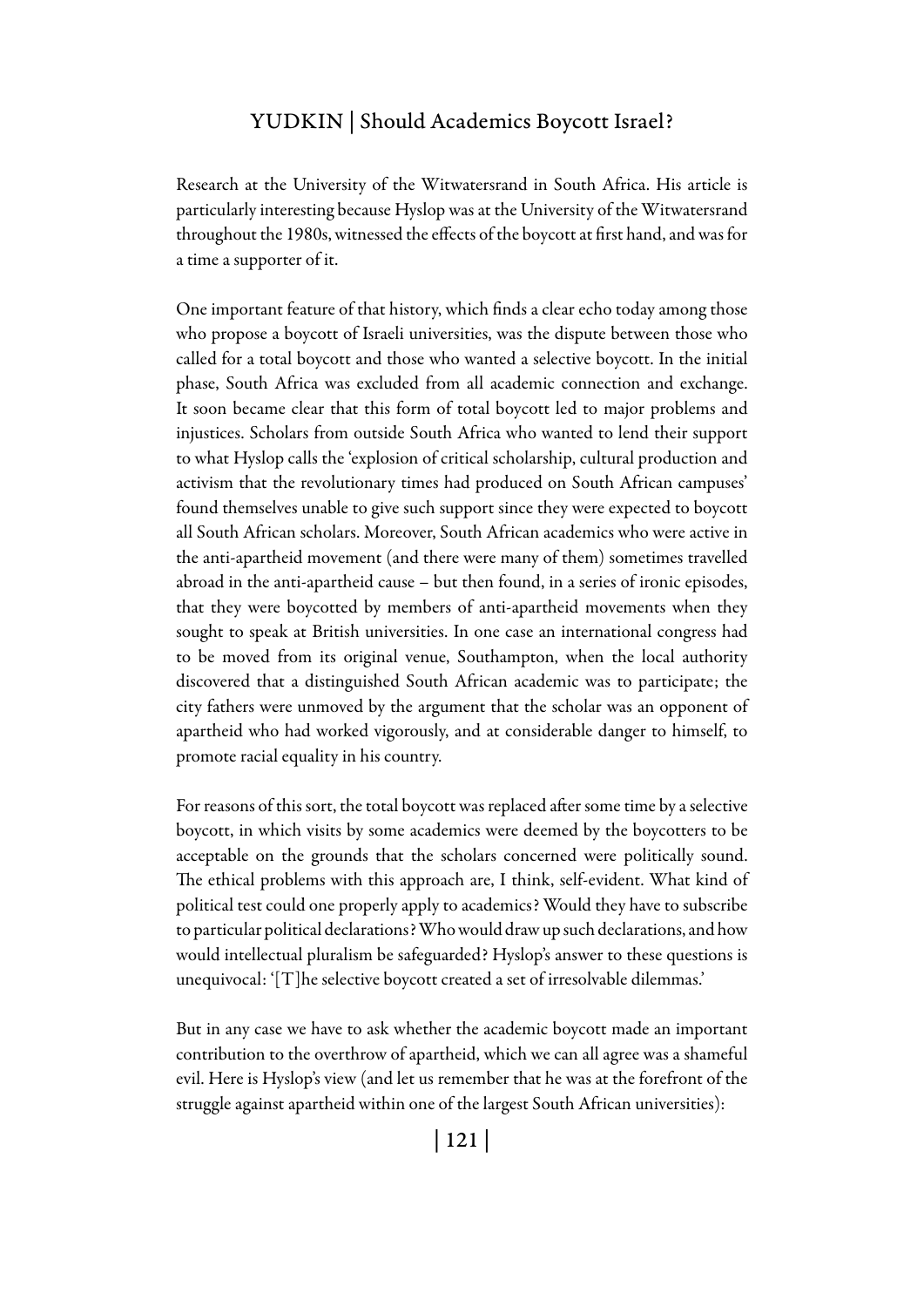Research at the University of the Witwatersrand in South Africa. His article is particularly interesting because Hyslop was at the University of the Witwatersrand throughout the 1980s, witnessed the effects of the boycott at first hand, and was for a time a supporter of it.

One important feature of that history, which finds a clear echo today among those who propose a boycott of Israeli universities, was the dispute between those who called for a total boycott and those who wanted a selective boycott. In the initial phase, South Africa was excluded from all academic connection and exchange. It soon became clear that this form of total boycott led to major problems and injustices. Scholars from outside South Africa who wanted to lend their support to what Hyslop calls the 'explosion of critical scholarship, cultural production and activism that the revolutionary times had produced on South African campuses' found themselves unable to give such support since they were expected to boycott all South African scholars. Moreover, South African academics who were active in the anti-apartheid movement (and there were many of them) sometimes travelled abroad in the anti-apartheid cause – but then found, in a series of ironic episodes, that they were boycotted by members of anti-apartheid movements when they sought to speak at British universities. In one case an international congress had to be moved from its original venue, Southampton, when the local authority discovered that a distinguished South African academic was to participate; the city fathers were unmoved by the argument that the scholar was an opponent of apartheid who had worked vigorously, and at considerable danger to himself, to promote racial equality in his country.

For reasons of this sort, the total boycott was replaced after some time by a selective boycott, in which visits by some academics were deemed by the boycotters to be acceptable on the grounds that the scholars concerned were politically sound. The ethical problems with this approach are, I think, self-evident. What kind of political test could one properly apply to academics? Would they have to subscribe to particular political declarations? Who would draw up such declarations, and how would intellectual pluralism be safeguarded? Hyslop's answer to these questions is unequivocal: '[T]he selective boycott created a set of irresolvable dilemmas.'

But in any case we have to ask whether the academic boycott made an important contribution to the overthrow of apartheid, which we can all agree was a shameful evil. Here is Hyslop's view (and let us remember that he was at the forefront of the struggle against apartheid within one of the largest South African universities):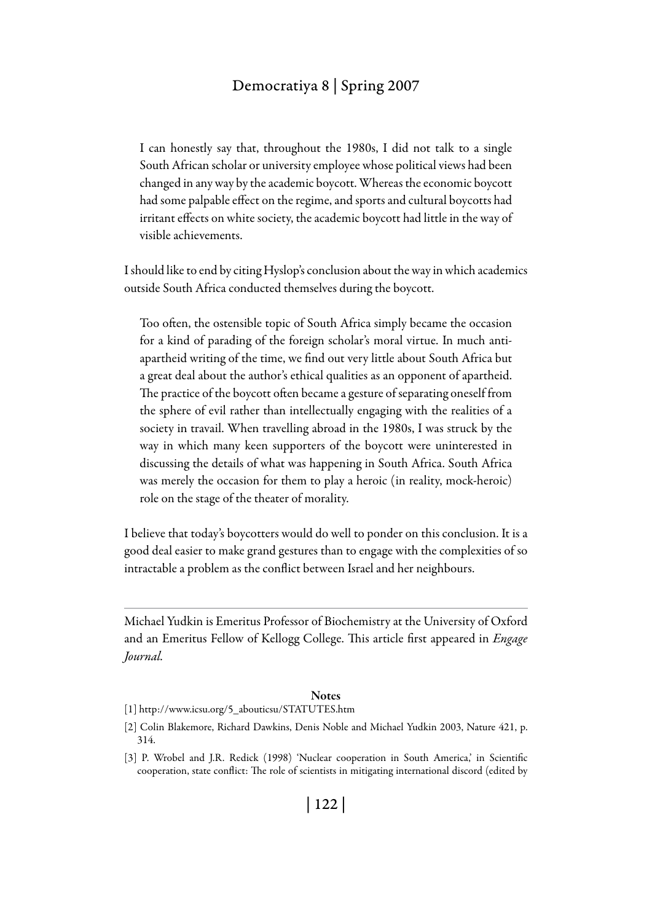> I can honestly say that, throughout the 1980s, I did not talk to a single South African scholar or university employee whose political views had been changed in any way by the academic boycott. Whereas the economic boycott had some palpable effect on the regime, and sports and cultural boycotts had irritant effects on white society, the academic boycott had little in the way of visible achievements.

I should like to end by citing Hyslop's conclusion about the way in which academics outside South Africa conducted themselves during the boycott.

> Too often, the ostensible topic of South Africa simply became the occasion for a kind of parading of the foreign scholar's moral virtue. In much anti-apartheid writing of the time, we find out very little about South Africa but a great deal about the author's ethical qualities as an opponent of apartheid. The practice of the boycott often became a gesture of separating oneself from the sphere of evil rather than intellectually engaging with the realities of a society in travail. When travelling abroad in the 1980s, I was struck by the way in which many keen supporters of the boycott were uninterested in discussing the details of what was happening in South Africa. South Africa was merely the occasion for them to play a heroic (in reality, mock-heroic) role on the stage of the theater of morality.

I believe that today's boycotters would do well to ponder on this conclusion. It is a good deal easier to make grand gestures than to engage with the complexities of so intractable a problem as the conflict between Israel and her neighbours.

---

Michael Yudkin is Emeritus Professor of Biochemistry at the University of Oxford and an Emeritus Fellow of Kellogg College. This article first appeared in *Engage Journal.*

### Notes

[1] http://www.icsu.org/5_abouticsu/STATUTES.htm

[2] Colin Blakemore, Richard Dawkins, Denis Noble and Michael Yudkin 2003, Nature 421, p. 314.

[3] P. Wrobel and J.R. Redick (1998) 'Nuclear cooperation in South America,' in Scientific cooperation, state conflict: The role of scientists in mitigating international discord (edited by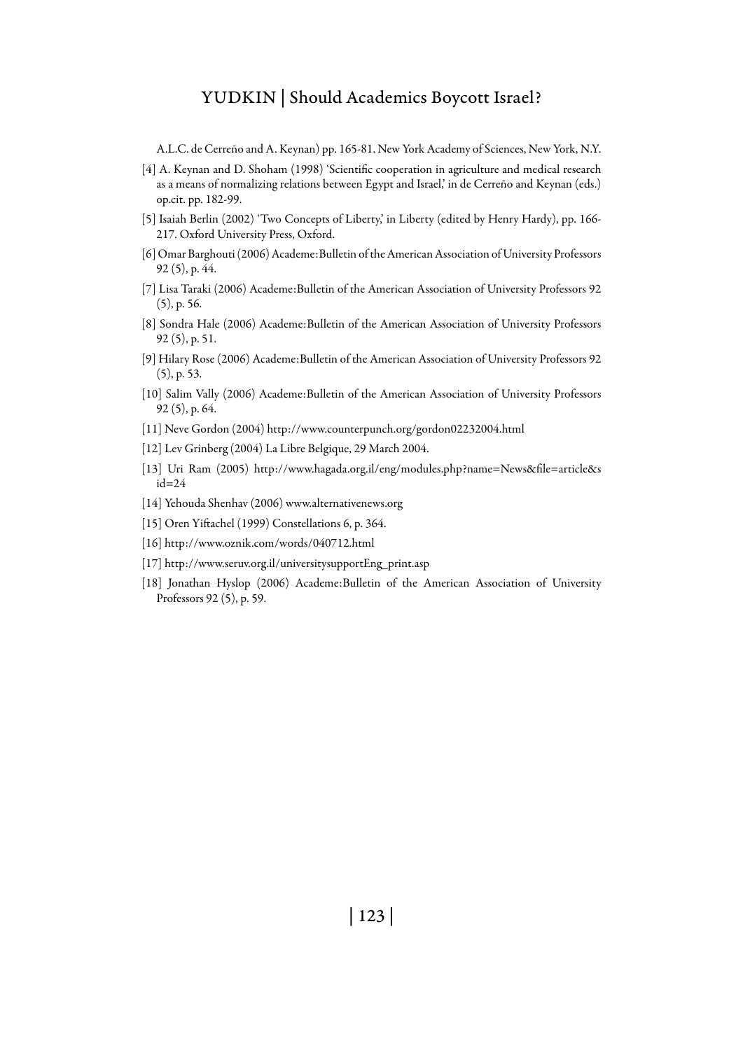A.L.C. de Cerreño and A. Keynan) pp. 165-81. New York Academy of Sciences, New York, N.Y.

[4] A. Keynan and D. Shoham (1998) 'Scientific cooperation in agriculture and medical research as a means of normalizing relations between Egypt and Israel,' in de Cerreño and Keynan (eds.) op.cit. pp. 182-99.

[5] Isaiah Berlin (2002) 'Two Concepts of Liberty,' in Liberty (edited by Henry Hardy), pp. 166-217. Oxford University Press, Oxford.

[6] Omar Barghouti (2006) Academe:Bulletin of the American Association of University Professors 92 (5), p. 44.

[7] Lisa Taraki (2006) Academe:Bulletin of the American Association of University Professors 92 (5), p. 56.

[8] Sondra Hale (2006) Academe:Bulletin of the American Association of University Professors 92 (5), p. 51.

[9] Hilary Rose (2006) Academe:Bulletin of the American Association of University Professors 92 (5), p. 53.

[10] Salim Vally (2006) Academe:Bulletin of the American Association of University Professors 92 (5), p. 64.

[11] Neve Gordon (2004) http://www.counterpunch.org/gordon02232004.html

[12] Lev Grinberg (2004) La Libre Belgique, 29 March 2004.

[13] Uri Ram (2005) http://www.hagada.org.il/eng/modules.php?name=News&file=article&sid=24

[14] Yehouda Shenhav (2006) www.alternativenews.org

[15] Oren Yiftachel (1999) Constellations 6, p. 364.

[16] http://www.oznik.com/words/040712.html

[17] http://www.seruv.org.il/universitysupportEng_print.asp

[18] Jonathan Hyslop (2006) Academe:Bulletin of the American Association of University Professors 92 (5), p. 59.